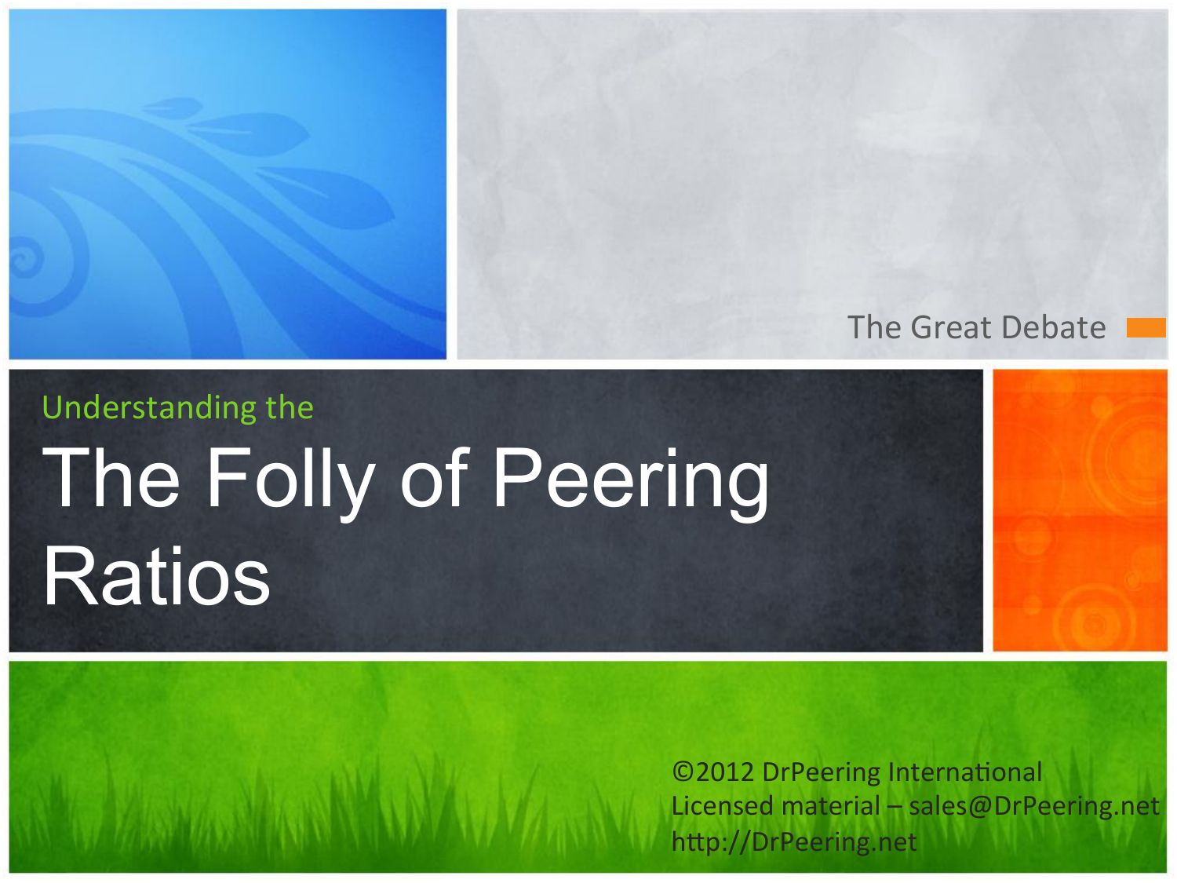The Great Debate

Understanding the

# The Folly of Peering Ratios

©2012 DrPeering International
Licensed material – sales@DrPeering.net
http://DrPeering.net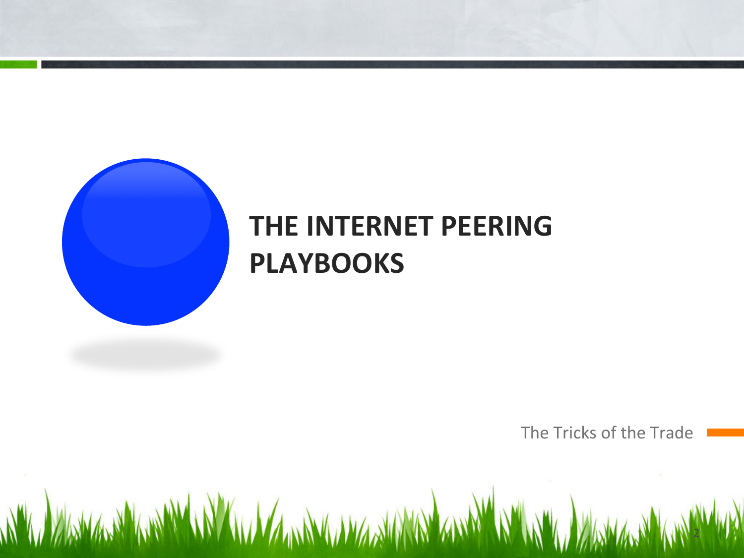# THE INTERNET PEERING PLAYBOOKS

The Tricks of the Trade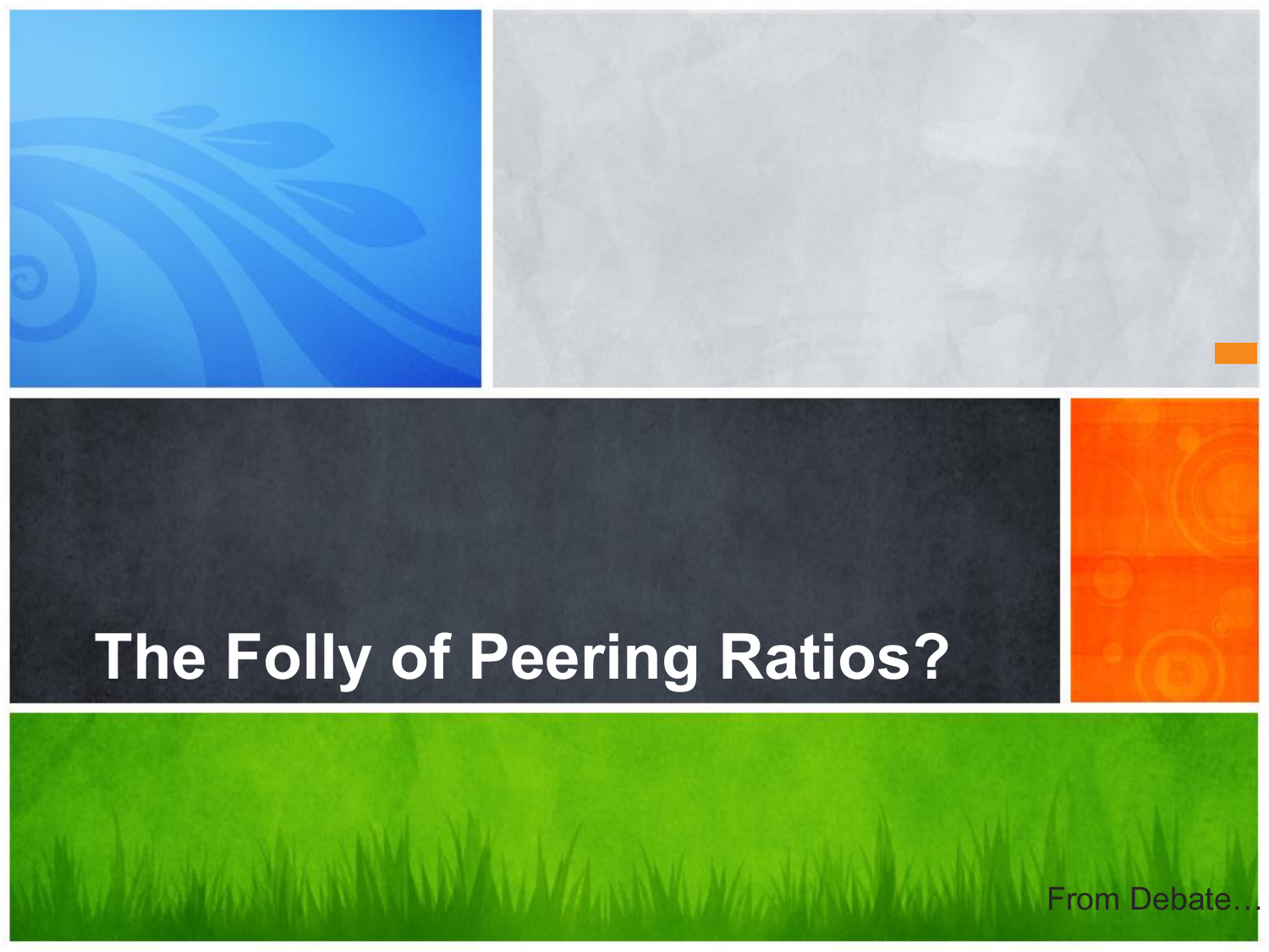# The Folly of Peering Ratios?

From Debate…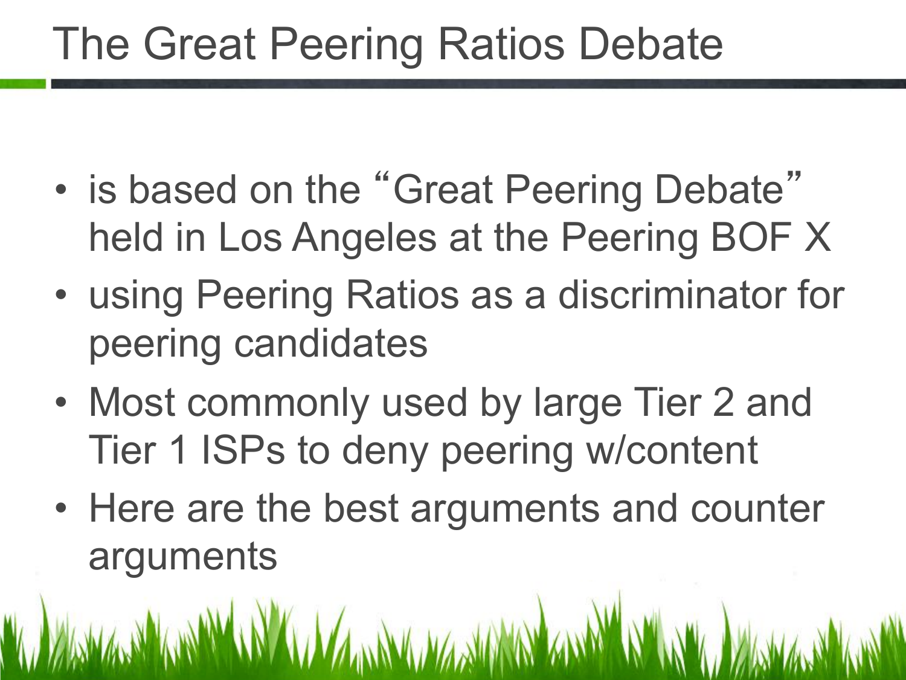# The Great Peering Ratios Debate

- is based on the “Great Peering Debate” held in Los Angeles at the Peering BOF X
- using Peering Ratios as a discriminator for peering candidates
- Most commonly used by large Tier 2 and Tier 1 ISPs to deny peering w/content
- Here are the best arguments and counter arguments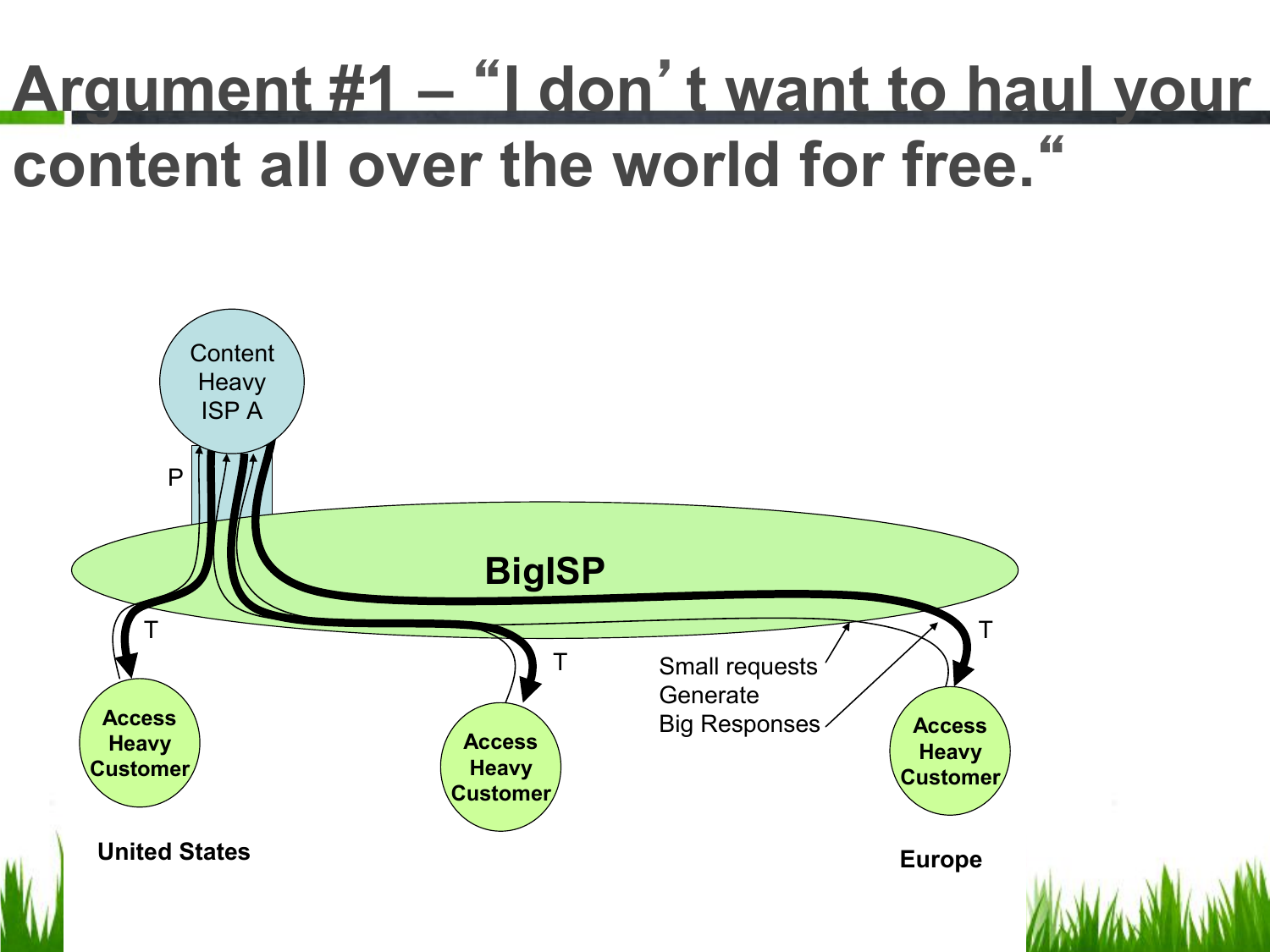# Argument #1 – "I don't want to haul your content all over the world for free."

Content Heavy ISP A

P

BigISP

T

T

T

Small requests Generate Big Responses

Access Heavy Customer

Access Heavy Customer

Access Heavy Customer

United States

Europe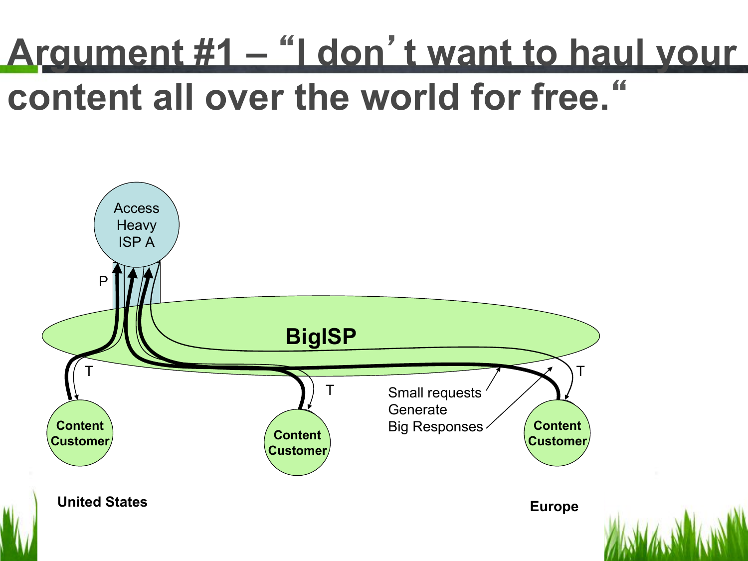# Argument #1 – "I don't want to haul your content all over the world for free."

Access Heavy ISP A

P

BigISP

T

T

T

Small requests
Generate
Big Responses

Content Customer

Content Customer

Content Customer

United States

Europe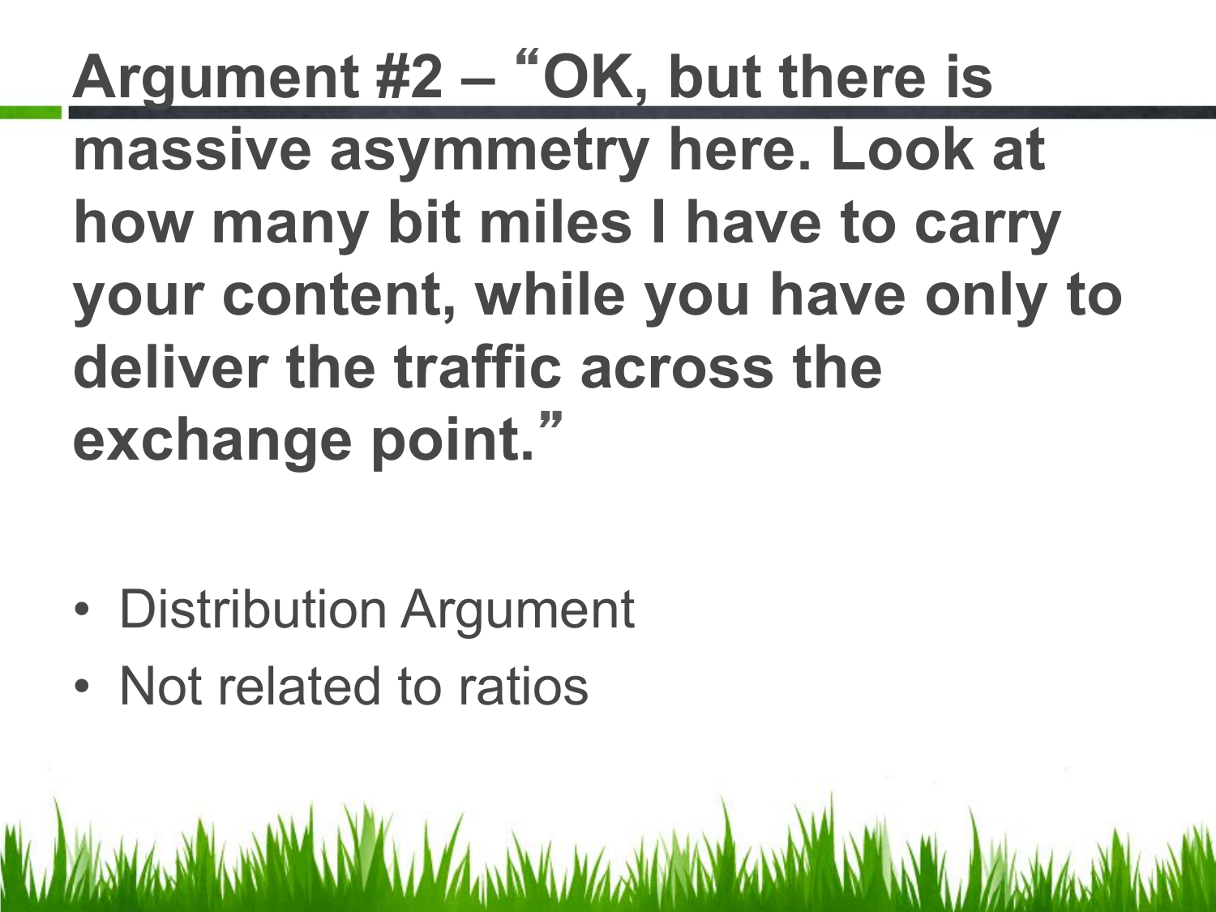# Argument #2 – "OK, but there is massive asymmetry here. Look at how many bit miles I have to carry your content, while you have only to deliver the traffic across the exchange point."

- Distribution Argument
- Not related to ratios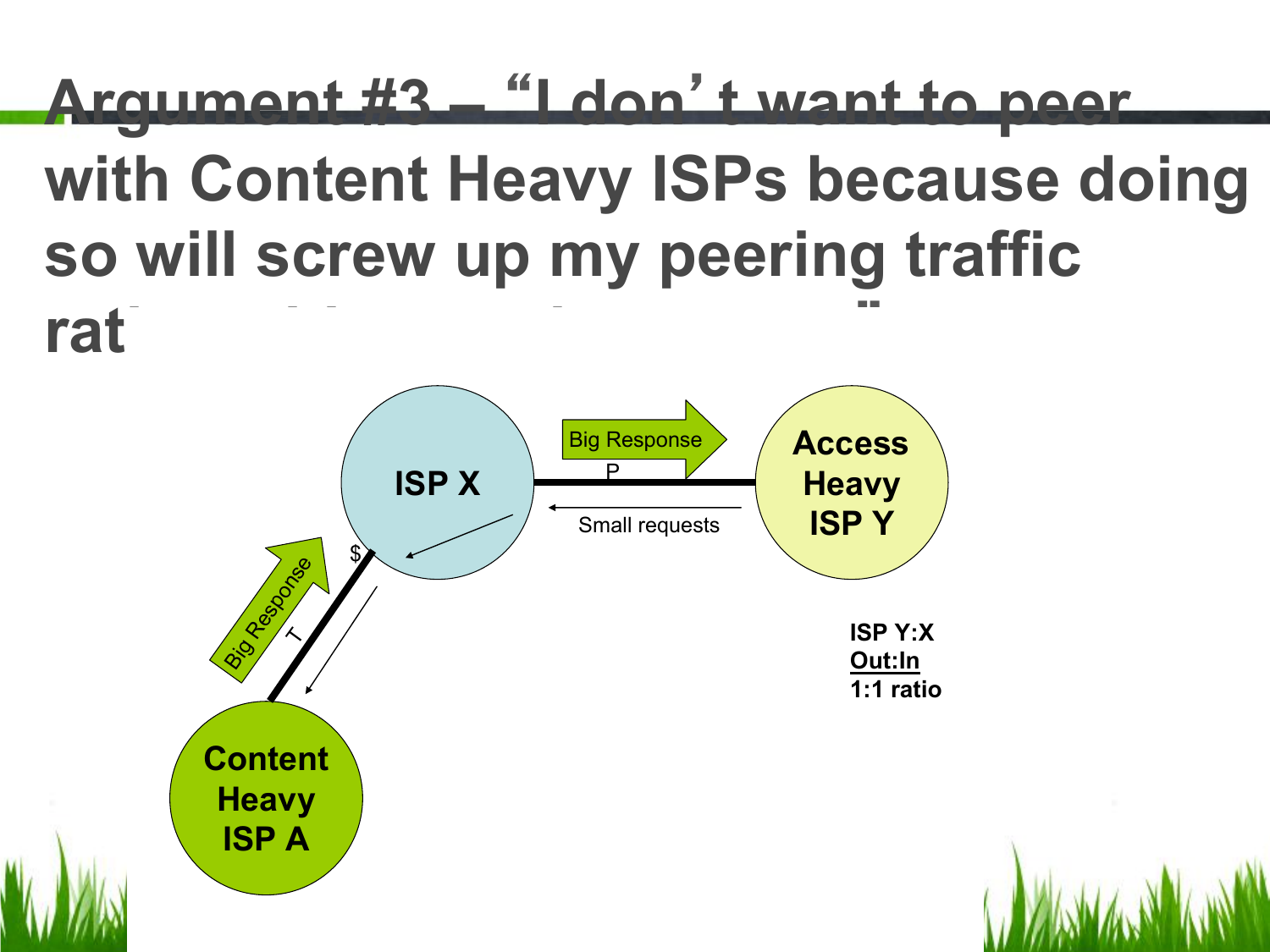# Argument #3 – "I don't want to peer with Content Heavy ISPs because doing so will screw up my peering traffic rat

ISP X

Big Response

P

Small requests

Access Heavy ISP Y

$

Big Response

T

Content Heavy ISP A

ISP Y:X
Out:In
1:1 ratio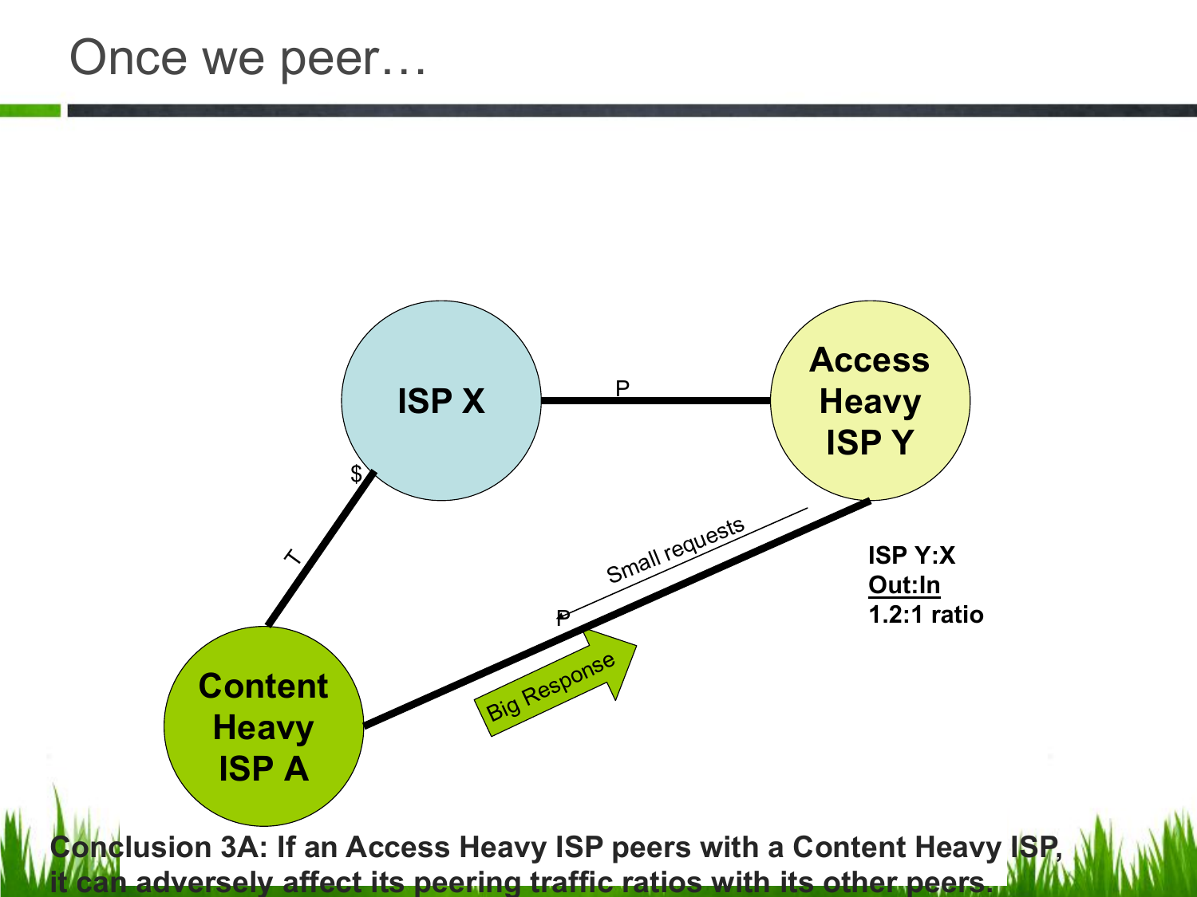# Once we peer…

ISP X

Access Heavy ISP Y

Content Heavy ISP A

P

$

T

P

Small requests

Big Response

**ISP Y:X**
**Out:In**
**1.2:1 ratio**

**Conclusion 3A: If an Access Heavy ISP peers with a Content Heavy ISP, it can adversely affect its peering traffic ratios with its other peers.**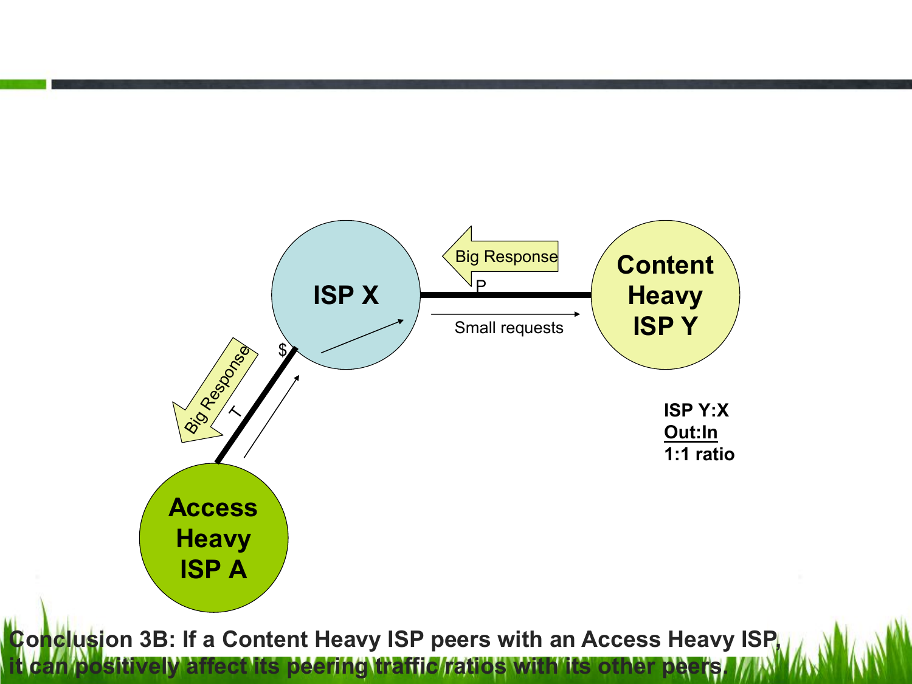ISP X

Content Heavy ISP Y

Access Heavy ISP A

Big Response

P

Small requests

Big Response

T

$

**ISP Y:X**
**Out:In**
**1:1 ratio**

**Conclusion 3B: If a Content Heavy ISP peers with an Access Heavy ISP, it can positively affect its peering traffic ratios with its other peers.**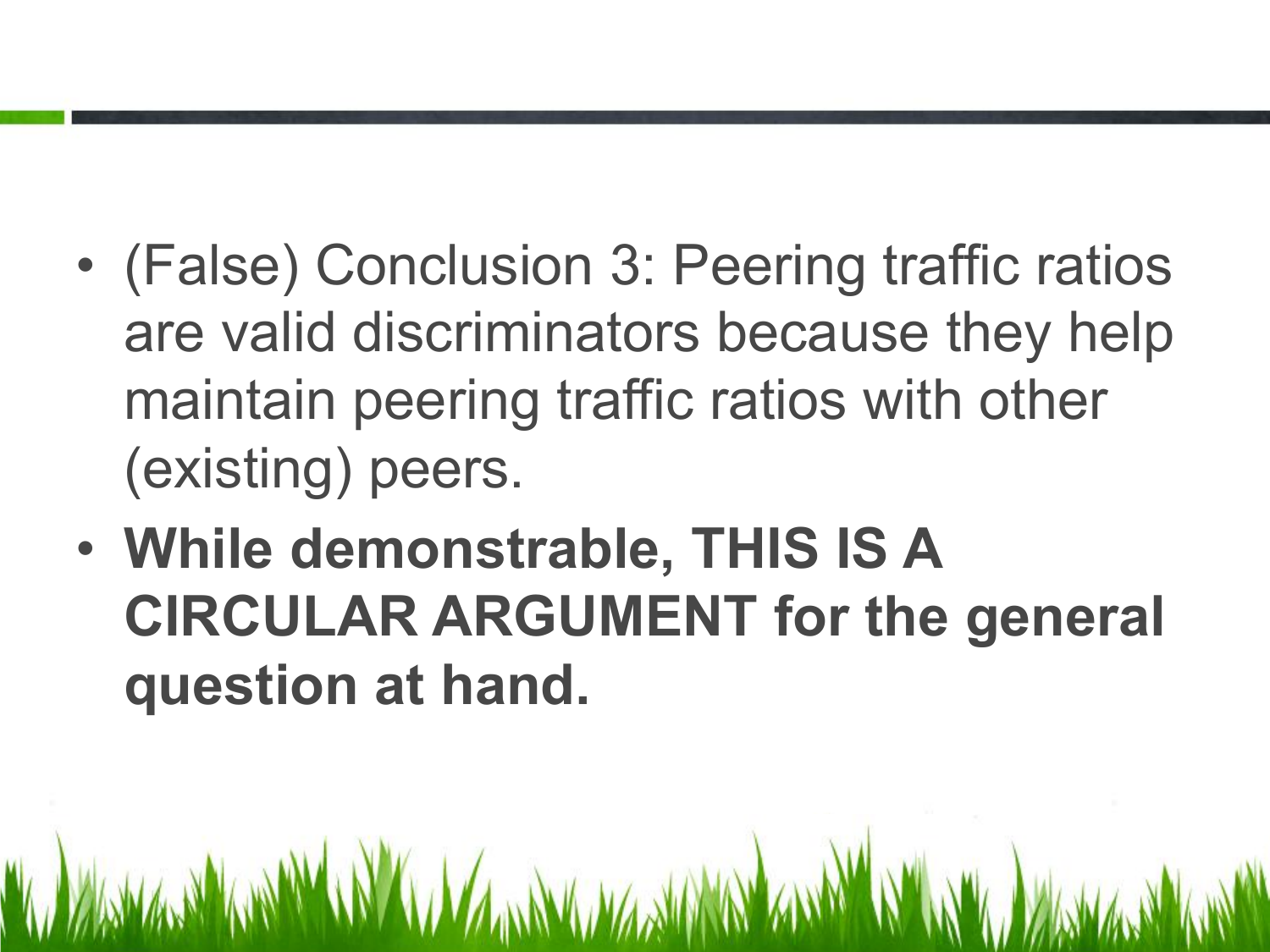- (False) Conclusion 3: Peering traffic ratios are valid discriminators because they help maintain peering traffic ratios with other (existing) peers.
- **While demonstrable, THIS IS A CIRCULAR ARGUMENT for the general question at hand.**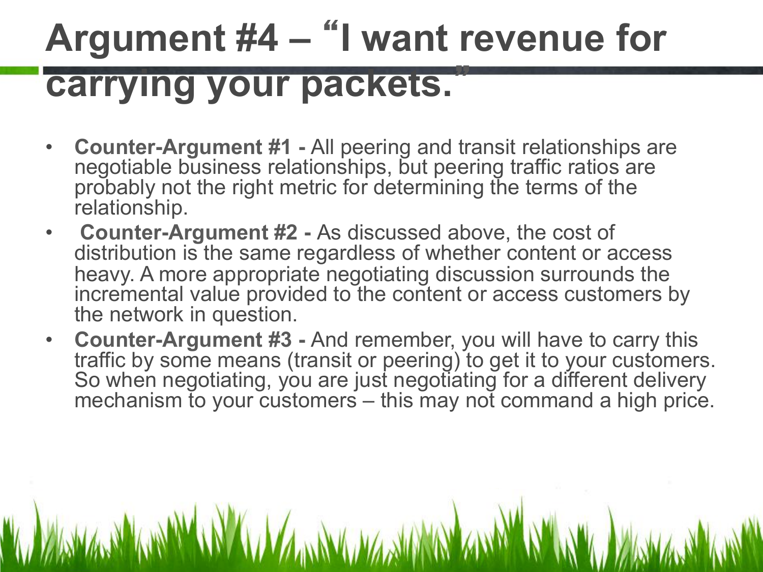# Argument #4 – "I want revenue for carrying your packets."

- **Counter-Argument #1 -** All peering and transit relationships are negotiable business relationships, but peering traffic ratios are probably not the right metric for determining the terms of the relationship.
- **Counter-Argument #2 -** As discussed above, the cost of distribution is the same regardless of whether content or access heavy. A more appropriate negotiating discussion surrounds the incremental value provided to the content or access customers by the network in question.
- **Counter-Argument #3 -** And remember, you will have to carry this traffic by some means (transit or peering) to get it to your customers. So when negotiating, you are just negotiating for a different delivery mechanism to your customers – this may not command a high price.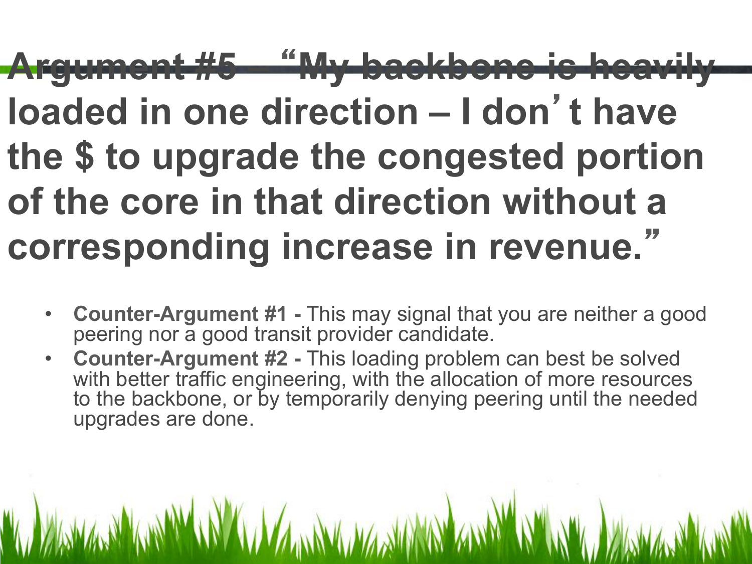# Argument #5 – "My backbone is heavily loaded in one direction – I don't have the $ to upgrade the congested portion of the core in that direction without a corresponding increase in revenue."

- **Counter-Argument #1 -** This may signal that you are neither a good peering nor a good transit provider candidate.
- **Counter-Argument #2 -** This loading problem can best be solved with better traffic engineering, with the allocation of more resources to the backbone, or by temporarily denying peering until the needed upgrades are done.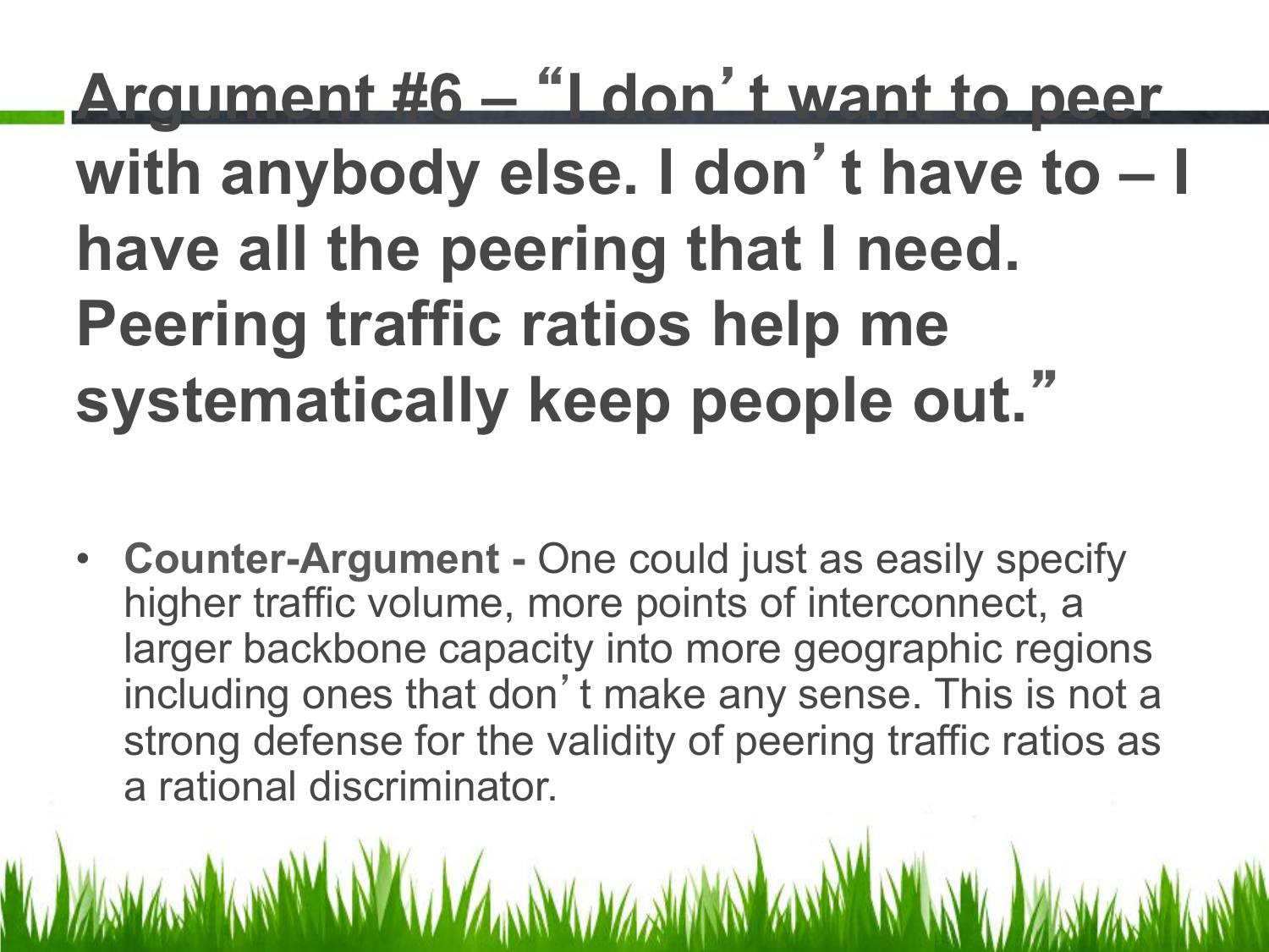# Argument #6 – "I don't want to peer with anybody else. I don't have to – I have all the peering that I need. Peering traffic ratios help me systematically keep people out."

- **Counter-Argument -** One could just as easily specify higher traffic volume, more points of interconnect, a larger backbone capacity into more geographic regions including ones that don't make any sense. This is not a strong defense for the validity of peering traffic ratios as a rational discriminator.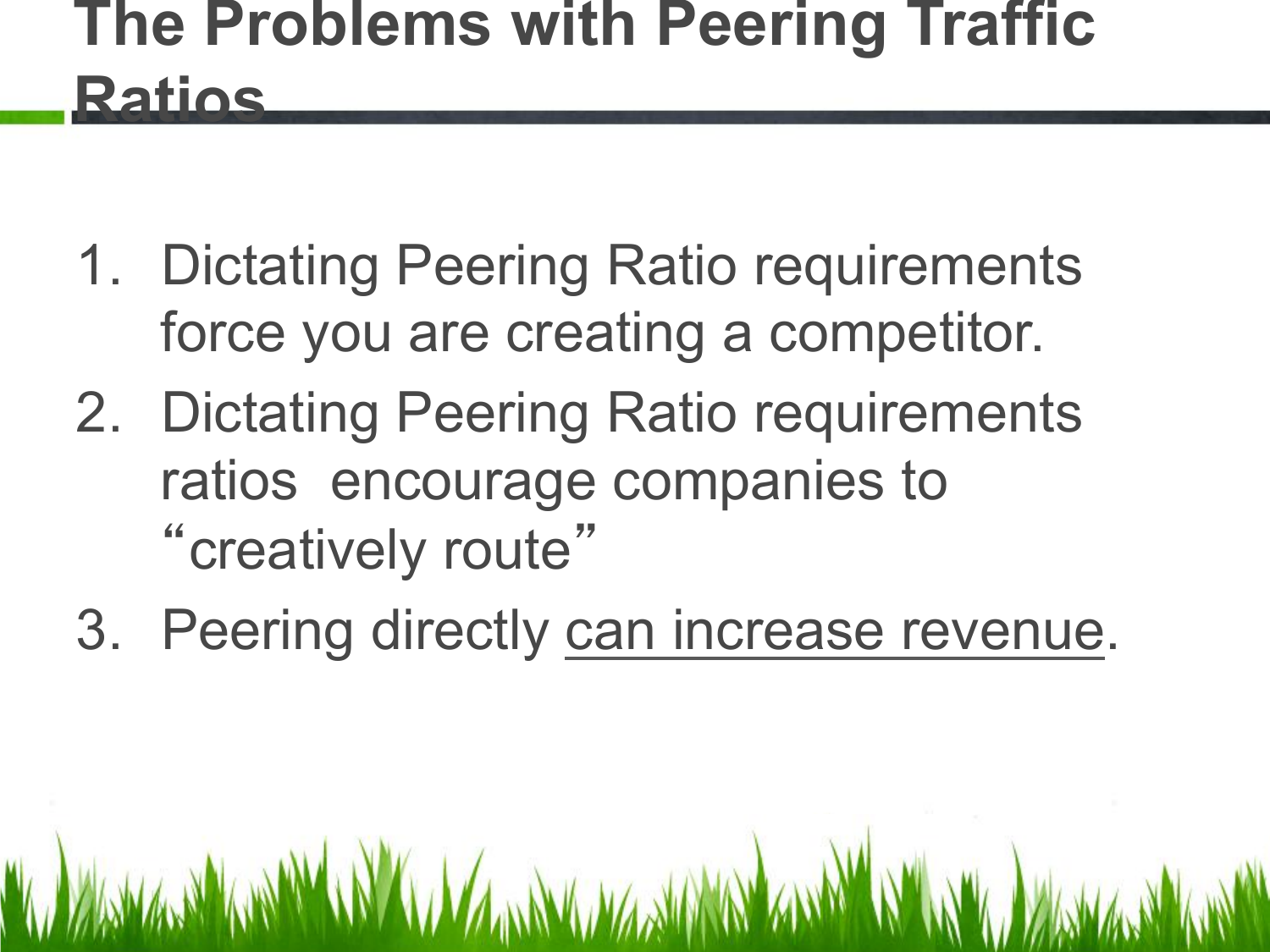# The Problems with Peering Traffic Ratios

1. Dictating Peering Ratio requirements force you are creating a competitor.
2. Dictating Peering Ratio requirements ratios  encourage companies to “creatively route”
3. Peering directly <u>can increase revenue</u>.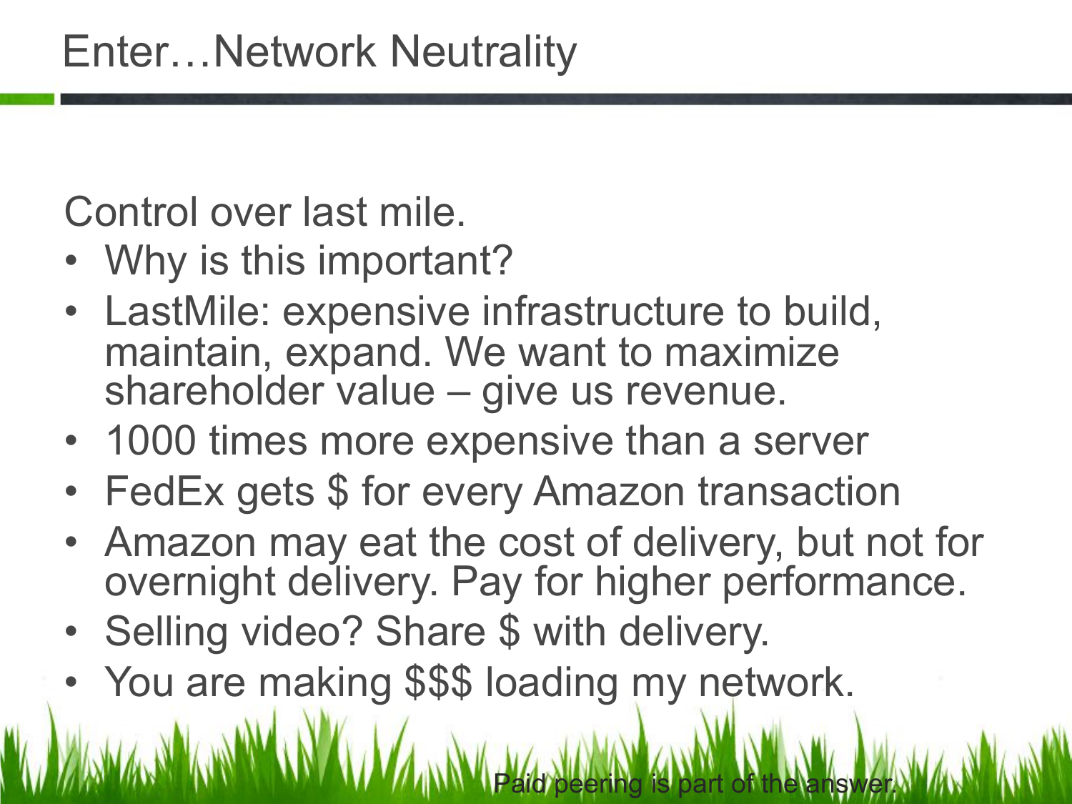# Enter…Network Neutrality

Control over last mile.

- Why is this important?
- LastMile: expensive infrastructure to build, maintain, expand. We want to maximize shareholder value – give us revenue.
- 1000 times more expensive than a server
- FedEx gets $ for every Amazon transaction
- Amazon may eat the cost of delivery, but not for overnight delivery. Pay for higher performance.
- Selling video? Share $ with delivery.
- You are making $$$ loading my network.

Paid peering is part of the answer.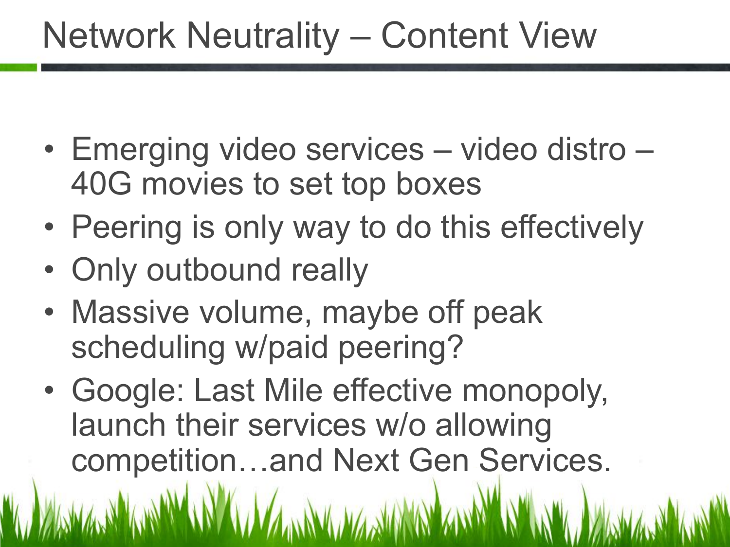# Network Neutrality – Content View

- Emerging video services – video distro – 40G movies to set top boxes
- Peering is only way to do this effectively
- Only outbound really
- Massive volume, maybe off peak scheduling w/paid peering?
- Google: Last Mile effective monopoly, launch their services w/o allowing competition…and Next Gen Services.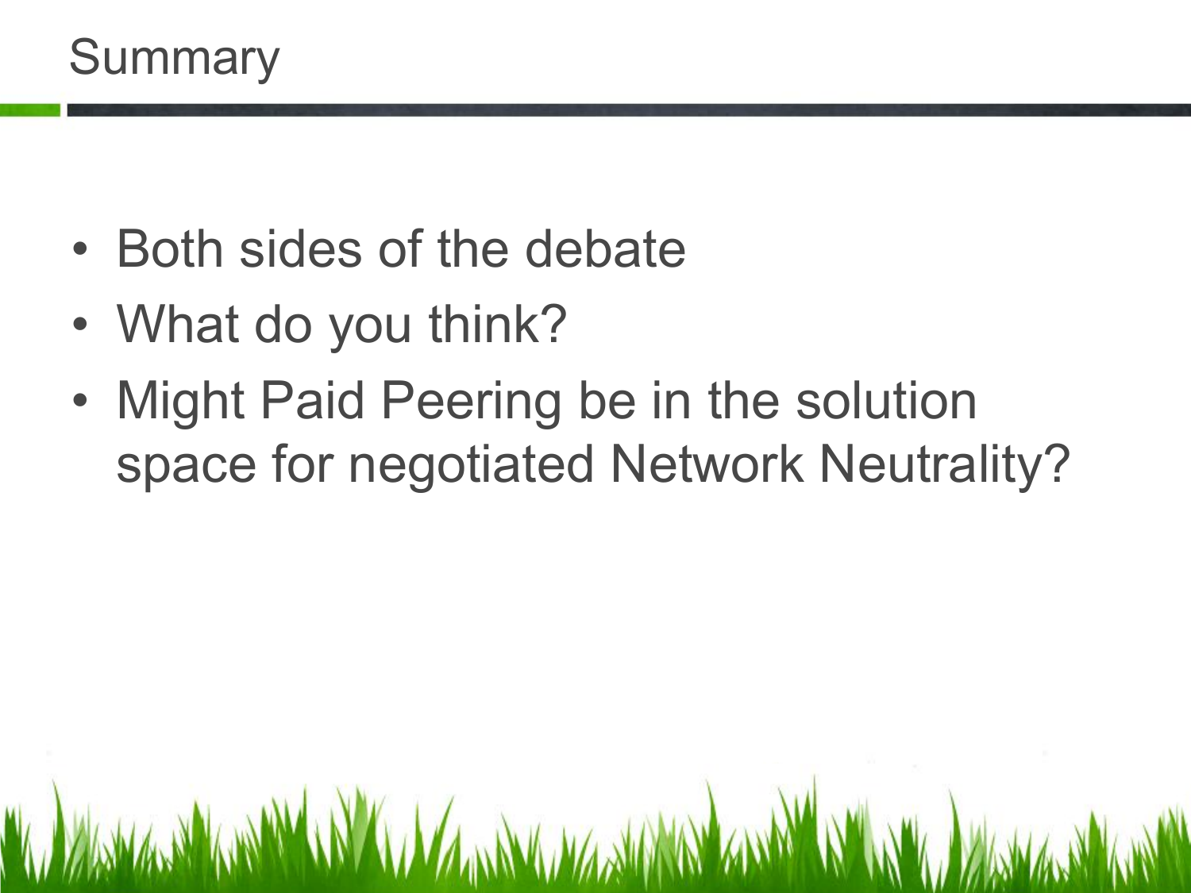# Summary

- Both sides of the debate
- What do you think?
- Might Paid Peering be in the solution space for negotiated Network Neutrality?